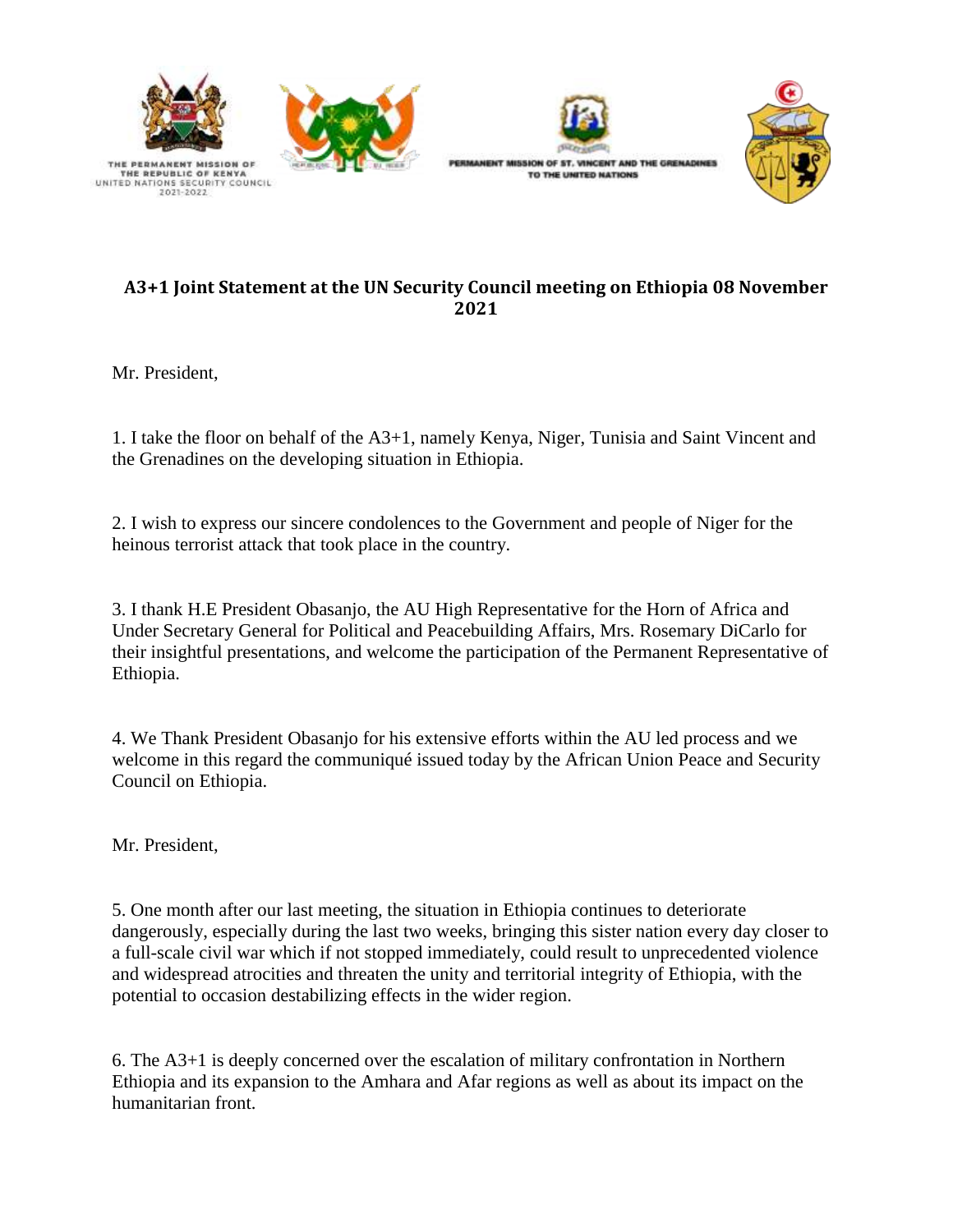THE PERMANENT MISSION OF THE REPUBLIC OF KENYA UNITED NATIONS SECURITY COUNCIL 2021-2022

PERMANENT MISSION OF ST. VINCENT AND THE GRENADINES TO THE UNITED NATIONS

## A3+1 Joint Statement at the UN Security Council meeting on Ethiopia 08 November 2021

Mr. President,

1. I take the floor on behalf of the A3+1, namely Kenya, Niger, Tunisia and Saint Vincent and the Grenadines on the developing situation in Ethiopia.

2. I wish to express our sincere condolences to the Government and people of Niger for the heinous terrorist attack that took place in the country.

3. I thank H.E President Obasanjo, the AU High Representative for the Horn of Africa and Under Secretary General for Political and Peacebuilding Affairs, Mrs. Rosemary DiCarlo for their insightful presentations, and welcome the participation of the Permanent Representative of Ethiopia.

4. We Thank President Obasanjo for his extensive efforts within the AU led process and we welcome in this regard the communiqué issued today by the African Union Peace and Security Council on Ethiopia.

Mr. President,

5. One month after our last meeting, the situation in Ethiopia continues to deteriorate dangerously, especially during the last two weeks, bringing this sister nation every day closer to a full-scale civil war which if not stopped immediately, could result to unprecedented violence and widespread atrocities and threaten the unity and territorial integrity of Ethiopia, with the potential to occasion destabilizing effects in the wider region.

6. The A3+1 is deeply concerned over the escalation of military confrontation in Northern Ethiopia and its expansion to the Amhara and Afar regions as well as about its impact on the humanitarian front.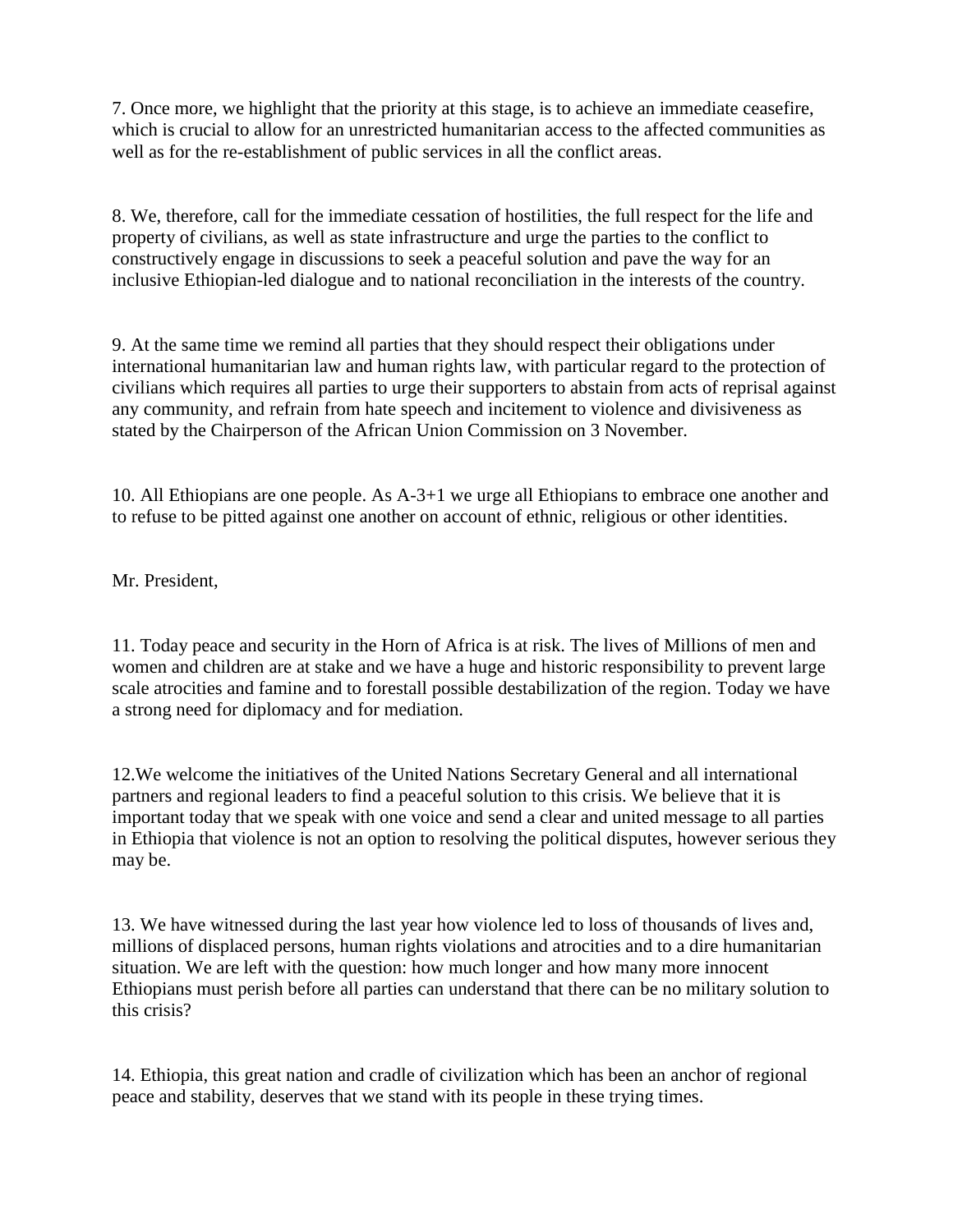7. Once more, we highlight that the priority at this stage, is to achieve an immediate ceasefire, which is crucial to allow for an unrestricted humanitarian access to the affected communities as well as for the re-establishment of public services in all the conflict areas.

8. We, therefore, call for the immediate cessation of hostilities, the full respect for the life and property of civilians, as well as state infrastructure and urge the parties to the conflict to constructively engage in discussions to seek a peaceful solution and pave the way for an inclusive Ethiopian-led dialogue and to national reconciliation in the interests of the country.

9. At the same time we remind all parties that they should respect their obligations under international humanitarian law and human rights law, with particular regard to the protection of civilians which requires all parties to urge their supporters to abstain from acts of reprisal against any community, and refrain from hate speech and incitement to violence and divisiveness as stated by the Chairperson of the African Union Commission on 3 November.

10. All Ethiopians are one people. As A-3+1 we urge all Ethiopians to embrace one another and to refuse to be pitted against one another on account of ethnic, religious or other identities.

Mr. President,

11. Today peace and security in the Horn of Africa is at risk. The lives of Millions of men and women and children are at stake and we have a huge and historic responsibility to prevent large scale atrocities and famine and to forestall possible destabilization of the region. Today we have a strong need for diplomacy and for mediation.

12.We welcome the initiatives of the United Nations Secretary General and all international partners and regional leaders to find a peaceful solution to this crisis. We believe that it is important today that we speak with one voice and send a clear and united message to all parties in Ethiopia that violence is not an option to resolving the political disputes, however serious they may be.

13. We have witnessed during the last year how violence led to loss of thousands of lives and, millions of displaced persons, human rights violations and atrocities and to a dire humanitarian situation. We are left with the question: how much longer and how many more innocent Ethiopians must perish before all parties can understand that there can be no military solution to this crisis?

14. Ethiopia, this great nation and cradle of civilization which has been an anchor of regional peace and stability, deserves that we stand with its people in these trying times.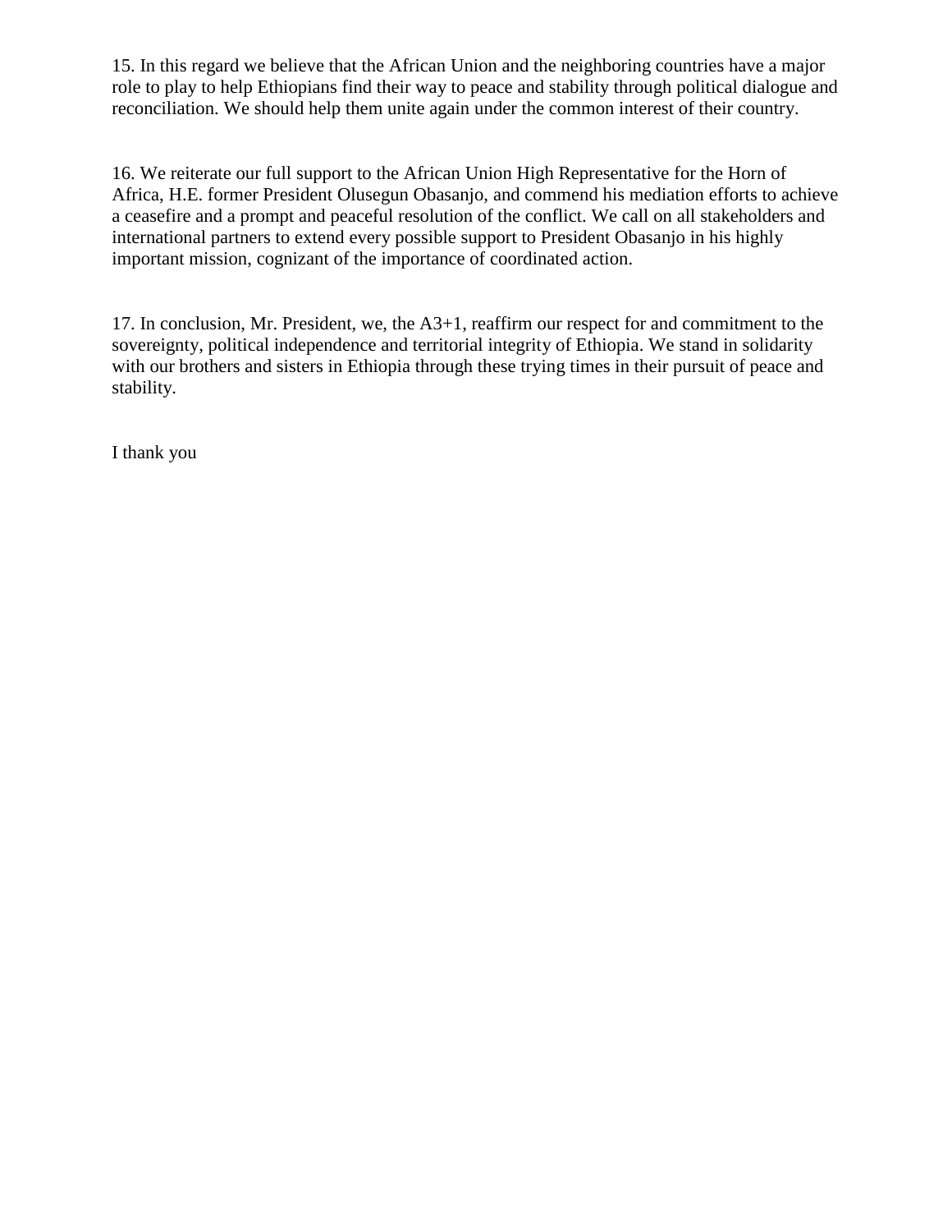15. In this regard we believe that the African Union and the neighboring countries have a major role to play to help Ethiopians find their way to peace and stability through political dialogue and reconciliation. We should help them unite again under the common interest of their country.

16. We reiterate our full support to the African Union High Representative for the Horn of Africa, H.E. former President Olusegun Obasanjo, and commend his mediation efforts to achieve a ceasefire and a prompt and peaceful resolution of the conflict. We call on all stakeholders and international partners to extend every possible support to President Obasanjo in his highly important mission, cognizant of the importance of coordinated action.

17. In conclusion, Mr. President, we, the A3+1, reaffirm our respect for and commitment to the sovereignty, political independence and territorial integrity of Ethiopia. We stand in solidarity with our brothers and sisters in Ethiopia through these trying times in their pursuit of peace and stability.

I thank you